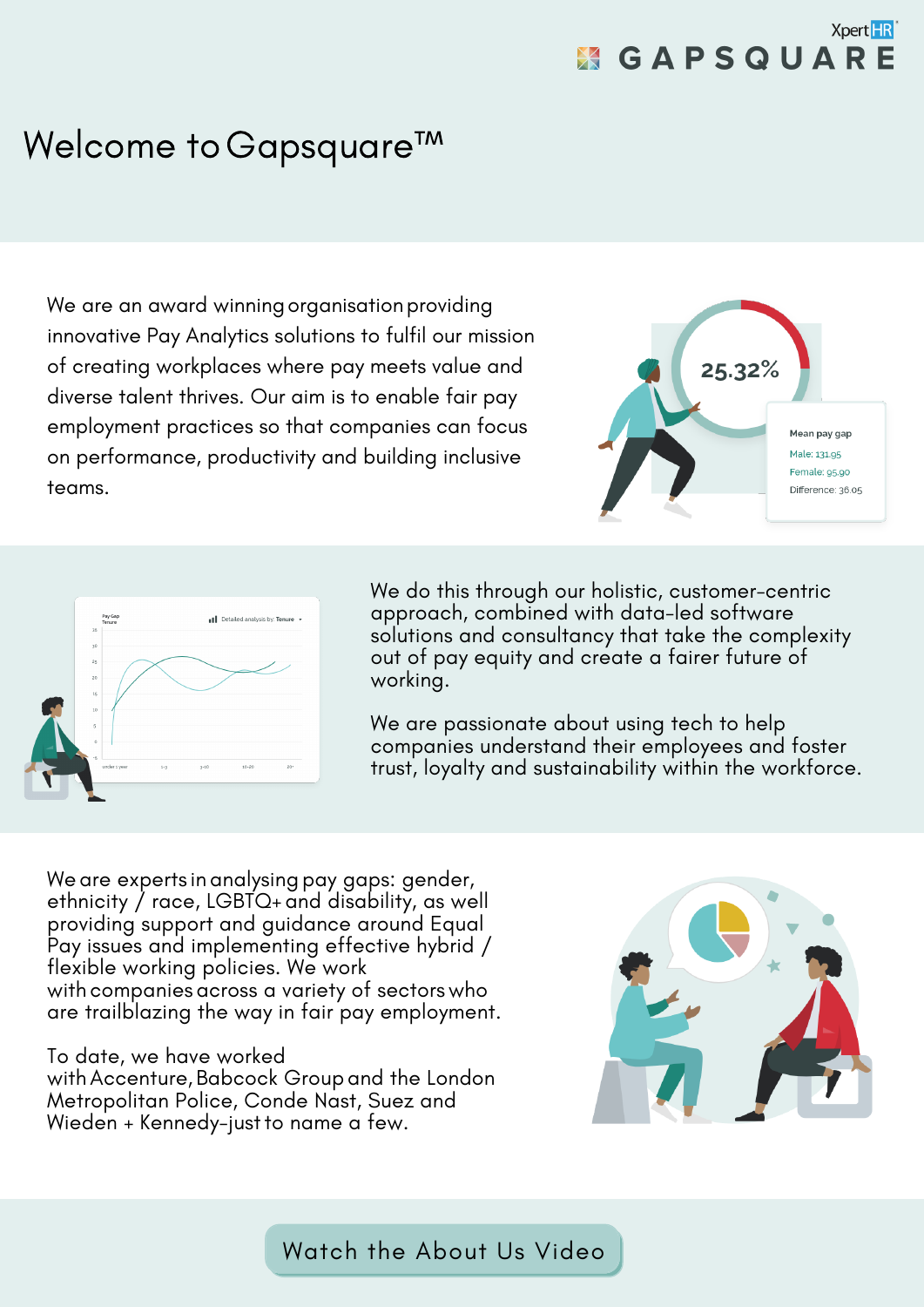# Welcome to Gapsquare™

We are an award winning organisation providing innovative Pay Analytics solutions to fulfil our mission of creating workplaces where pay meets value and diverse talent thrives. Our aim is to enable fair pay employment practices so that companies can focus on performance, productivity and building inclusive teams.

We do this through our holistic, customer-centric approach, combined with data-led software solutions and consultancy that take the complexity out of pay equity and create a fairer future of working.

We are passionate about using tech to help companies understand their employees and foster trust, loyalty and sustainability within the workforce.

We are experts in analysing pay gaps: gender, ethnicity / race, LGBTQ+ and disability, as well providing support and guidance around Equal Pay issues and implementing effective hybrid / flexible working policies. We work with companies across a variety of sectors who are trailblazing the way in fair pay employment.

To date, we have worked with Accenture, Babcock Group and the London Metropolitan Police, Conde Nast, Suez and Wieden + Kennedy-just to name a few.

Watch the About Us Video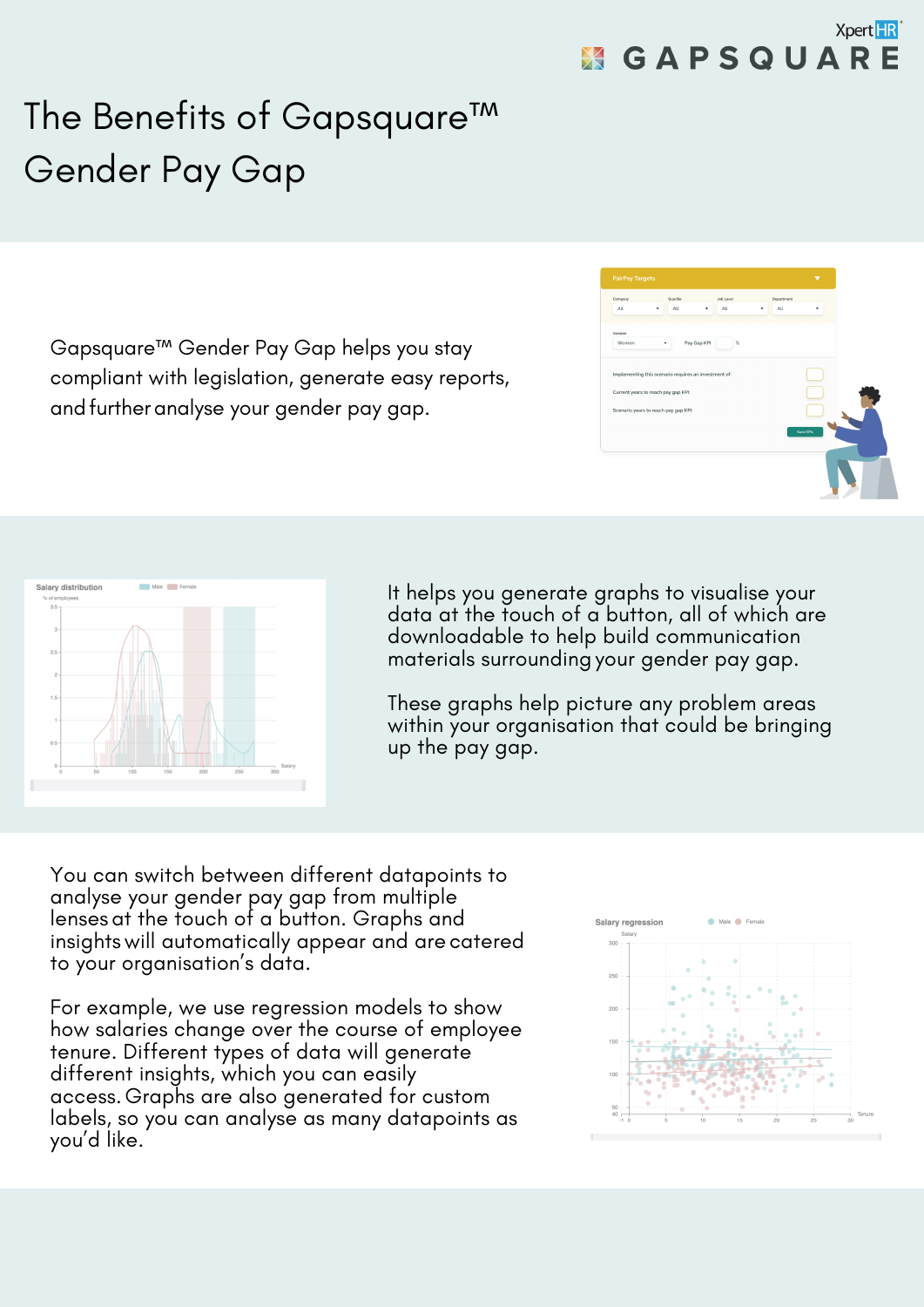# The Benefits of Gapsquare™ Gender Pay Gap

Gapsquare™ Gender Pay Gap helps you stay compliant with legislation, generate easy reports, and further analyse your gender pay gap.

It helps you generate graphs to visualise your data at the touch of a button, all of which are downloadable to help build communication materials surrounding your gender pay gap.

These graphs help picture any problem areas within your organisation that could be bringing up the pay gap.

You can switch between different datapoints to analyse your gender pay gap from multiple lenses at the touch of a button. Graphs and insights will automatically appear and are catered to your organisation's data.

For example, we use regression models to show how salaries change over the course of employee tenure. Different types of data will generate different insights, which you can easily access. Graphs are also generated for custom labels, so you can analyse as many datapoints as you'd like.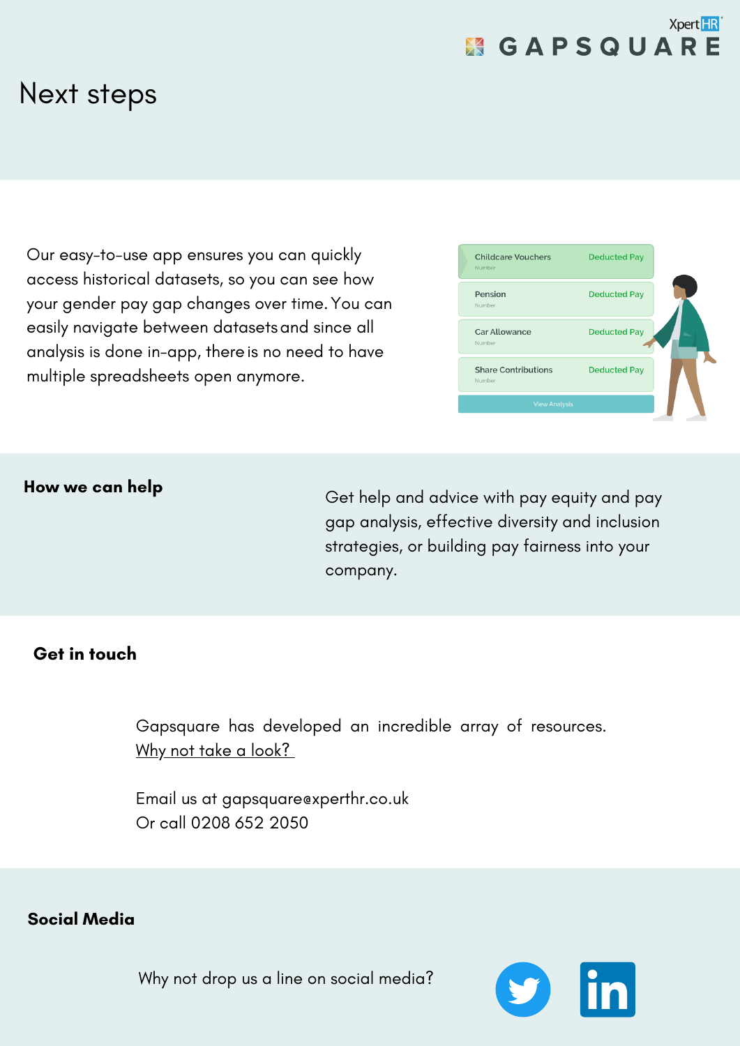# Next steps

Our easy-to-use app ensures you can quickly access historical datasets, so you can see how your gender pay gap changes over time. You can easily navigate between datasets and since all analysis is done in-app, there is no need to have multiple spreadsheets open anymore.

Childcare Vouchers
Number
Deducted Pay

Pension
Number
Deducted Pay

Car Allowance
Number
Deducted Pay

Share Contributions
Number
Deducted Pay

View Analysis

## How we can help

Get help and advice with pay equity and pay gap analysis, effective diversity and inclusion strategies, or building pay fairness into your company.

## Get in touch

Gapsquare has developed an incredible array of resources. Why not take a look?

Email us at gapsquare@xperthr.co.uk
Or call 0208 652 2050

## Social Media

Why not drop us a line on social media?